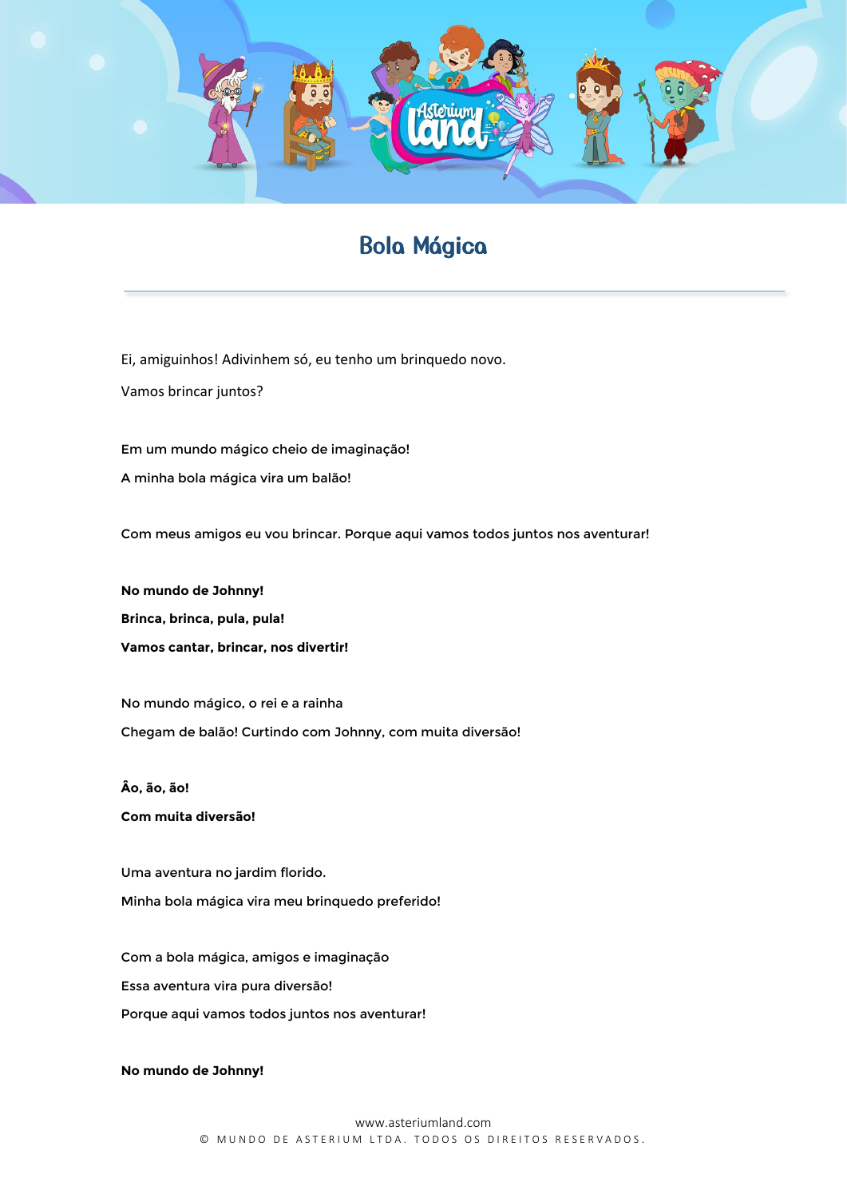# Bola Mágica

Ei, amiguinhos! Adivinhem só, eu tenho um brinquedo novo.

Vamos brincar juntos?

Em um mundo mágico cheio de imaginação!

A minha bola mágica vira um balão!

Com meus amigos eu vou brincar. Porque aqui vamos todos juntos nos aventurar!

**No mundo de Johnny!**

**Brinca, brinca, pula, pula!**

**Vamos cantar, brincar, nos divertir!**

No mundo mágico, o rei e a rainha

Chegam de balão! Curtindo com Johnny, com muita diversão!

**Âo, ão, ão!**

**Com muita diversão!**

Uma aventura no jardim florido.

Minha bola mágica vira meu brinquedo preferido!

Com a bola mágica, amigos e imaginação

Essa aventura vira pura diversão!

Porque aqui vamos todos juntos nos aventurar!

**No mundo de Johnny!**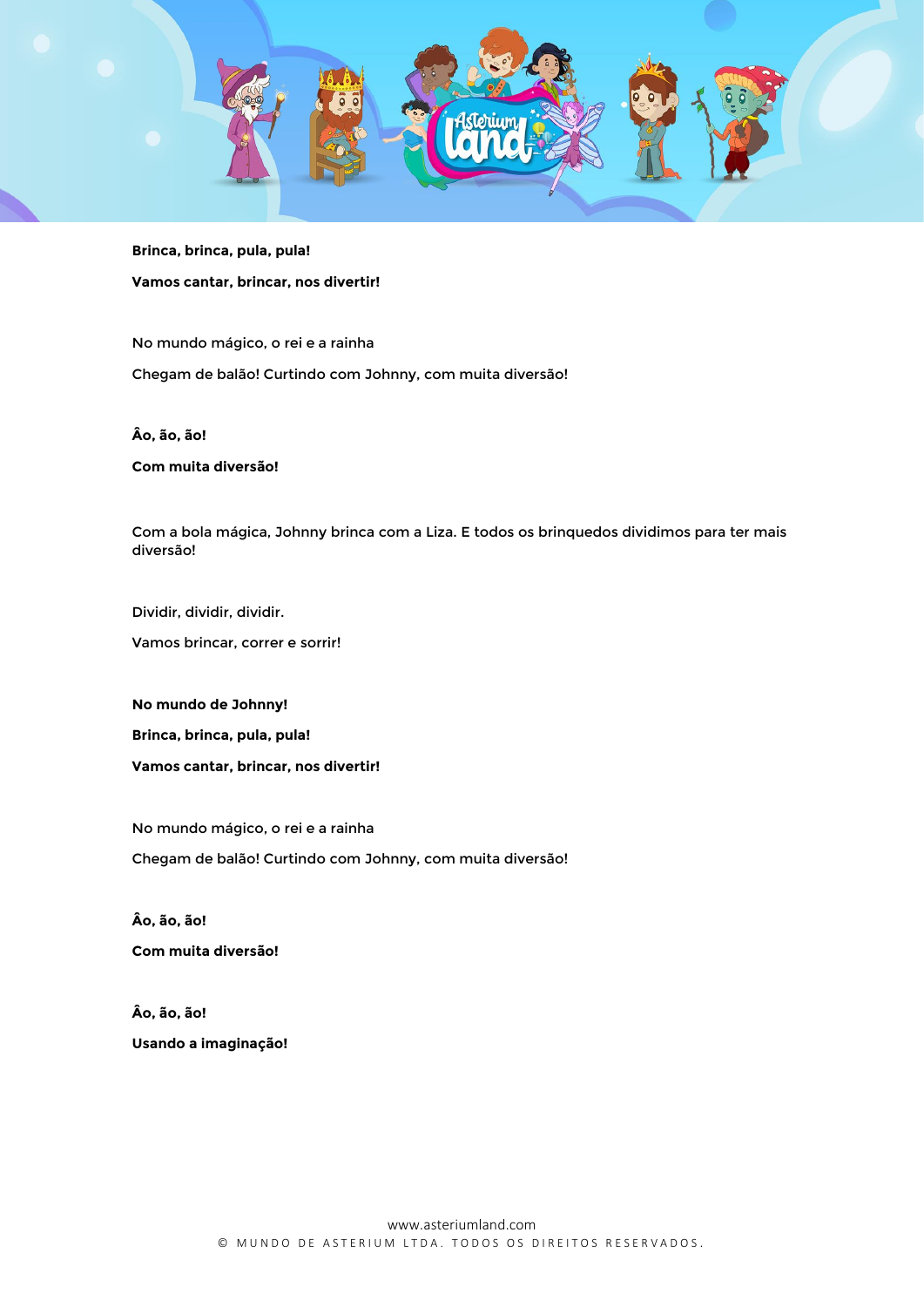**Brinca, brinca, pula, pula!**

**Vamos cantar, brincar, nos divertir!**

No mundo mágico, o rei e a rainha

Chegam de balão! Curtindo com Johnny, com muita diversão!

**Âo, ão, ão!**

**Com muita diversão!**

Com a bola mágica, Johnny brinca com a Liza. E todos os brinquedos dividimos para ter mais diversão!

Dividir, dividir, dividir.

Vamos brincar, correr e sorrir!

**No mundo de Johnny!**

**Brinca, brinca, pula, pula!**

**Vamos cantar, brincar, nos divertir!**

No mundo mágico, o rei e a rainha

Chegam de balão! Curtindo com Johnny, com muita diversão!

**Âo, ão, ão!**

**Com muita diversão!**

**Âo, ão, ão!**

**Usando a imaginação!**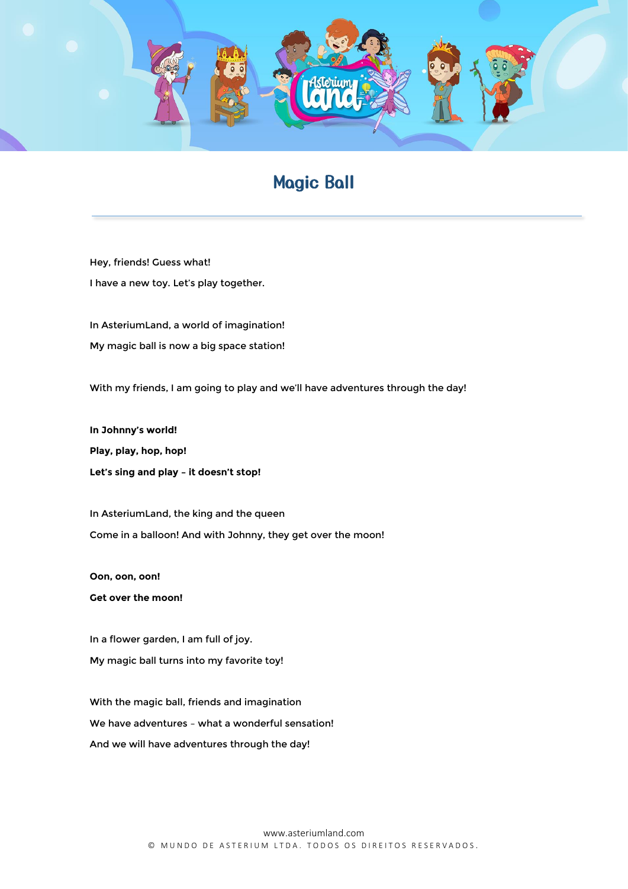# Magic Ball

Hey, friends! Guess what!

I have a new toy. Let's play together.

In AsteriumLand, a world of imagination!

My magic ball is now a big space station!

With my friends, I am going to play and we'll have adventures through the day!

**In Johnny's world!**

**Play, play, hop, hop!**

**Let's sing and play – it doesn't stop!**

In AsteriumLand, the king and the queen

Come in a balloon! And with Johnny, they get over the moon!

**Oon, oon, oon!**

**Get over the moon!**

In a flower garden, I am full of joy.

My magic ball turns into my favorite toy!

With the magic ball, friends and imagination

We have adventures – what a wonderful sensation!

And we will have adventures through the day!

www.asteriumland.com

© MUNDO DE ASTERIUM LTDA. TODOS OS DIREITOS RESERVADOS.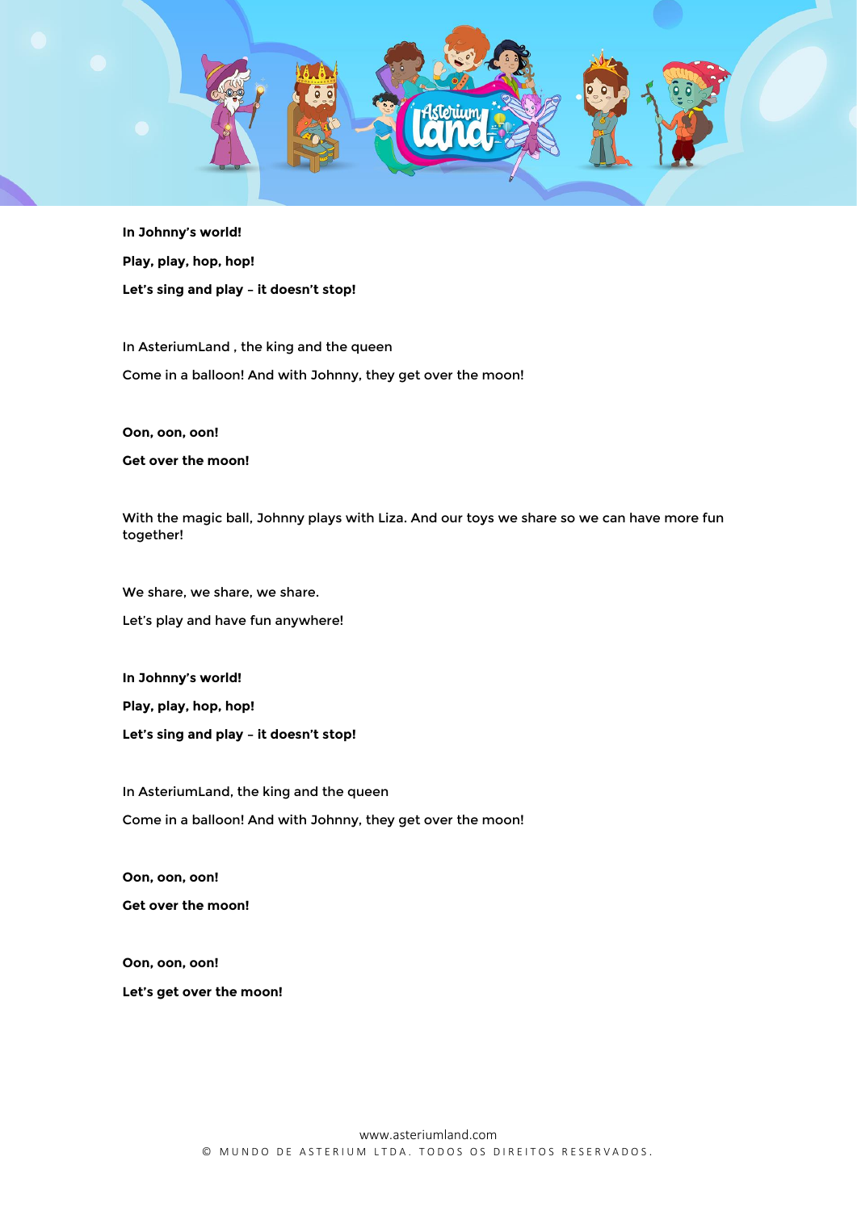**In Johnny's world!**

**Play, play, hop, hop!**

**Let's sing and play – it doesn't stop!**

In AsteriumLand , the king and the queen

Come in a balloon! And with Johnny, they get over the moon!

**Oon, oon, oon!**

**Get over the moon!**

With the magic ball, Johnny plays with Liza. And our toys we share so we can have more fun together!

We share, we share, we share.

Let's play and have fun anywhere!

**In Johnny's world!**

**Play, play, hop, hop!**

**Let's sing and play – it doesn't stop!**

In AsteriumLand, the king and the queen

Come in a balloon! And with Johnny, they get over the moon!

**Oon, oon, oon!**

**Get over the moon!**

**Oon, oon, oon!**

**Let's get over the moon!**

www.asteriumland.com

© MUNDO DE ASTERIUM LTDA. TODOS OS DIREITOS RESERVADOS.